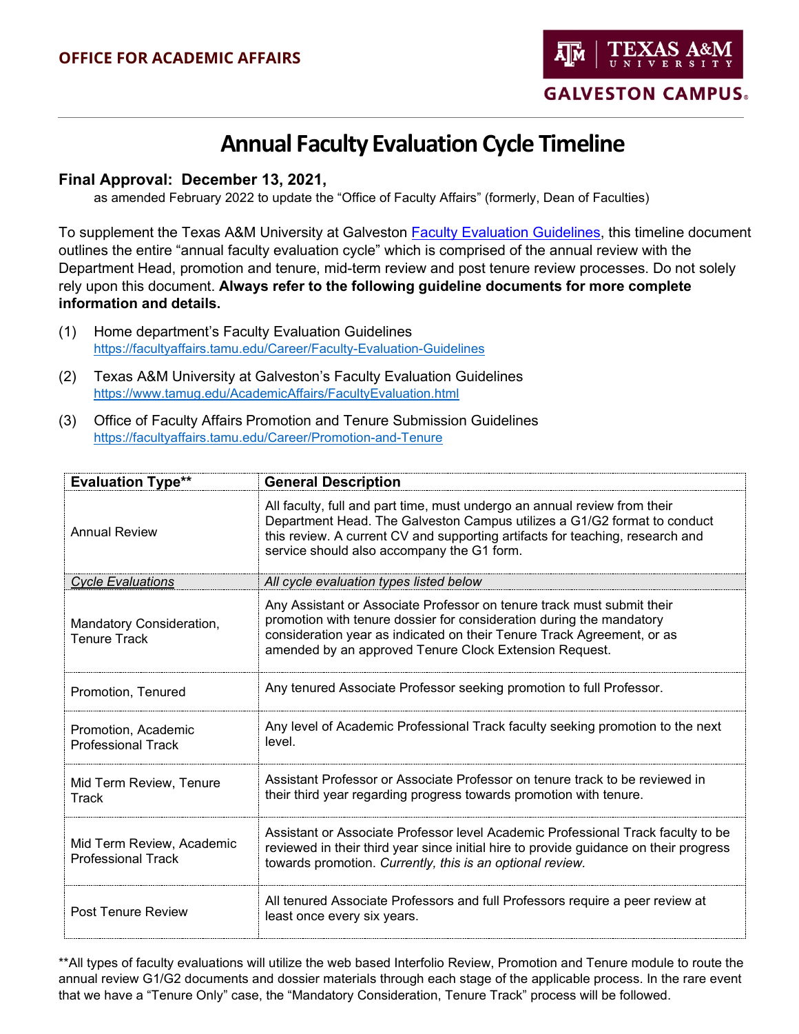OFFICE FOR ACADEMIC AFFAIRS

TEXAS A&M UNIVERSITY
GALVESTON CAMPUS

# Annual Faculty Evaluation Cycle Timeline

**Final Approval: December 13, 2021,**

as amended February 2022 to update the "Office of Faculty Affairs" (formerly, Dean of Faculties)

To supplement the Texas A&M University at Galveston Faculty Evaluation Guidelines, this timeline document outlines the entire "annual faculty evaluation cycle" which is comprised of the annual review with the Department Head, promotion and tenure, mid-term review and post tenure review processes. Do not solely rely upon this document. **Always refer to the following guideline documents for more complete information and details.**

(1) Home department's Faculty Evaluation Guidelines
https://facultyaffairs.tamu.edu/Career/Faculty-Evaluation-Guidelines

(2) Texas A&M University at Galveston's Faculty Evaluation Guidelines
https://www.tamug.edu/AcademicAffairs/FacultyEvaluation.html

(3) Office of Faculty Affairs Promotion and Tenure Submission Guidelines
https://facultyaffairs.tamu.edu/Career/Promotion-and-Tenure

| **Evaluation Type**** | **General Description** |
|---|---|
| Annual Review | All faculty, full and part time, must undergo an annual review from their Department Head. The Galveston Campus utilizes a G1/G2 format to conduct this review. A current CV and supporting artifacts for teaching, research and service should also accompany the G1 form. |
| *Cycle Evaluations* | *All cycle evaluation types listed below* |
| Mandatory Consideration, Tenure Track | Any Assistant or Associate Professor on tenure track must submit their promotion with tenure dossier for consideration during the mandatory consideration year as indicated on their Tenure Track Agreement, or as amended by an approved Tenure Clock Extension Request. |
| Promotion, Tenured | Any tenured Associate Professor seeking promotion to full Professor. |
| Promotion, Academic Professional Track | Any level of Academic Professional Track faculty seeking promotion to the next level. |
| Mid Term Review, Tenure Track | Assistant Professor or Associate Professor on tenure track to be reviewed in their third year regarding progress towards promotion with tenure. |
| Mid Term Review, Academic Professional Track | Assistant or Associate Professor level Academic Professional Track faculty to be reviewed in their third year since initial hire to provide guidance on their progress towards promotion. *Currently, this is an optional review.* |
| Post Tenure Review | All tenured Associate Professors and full Professors require a peer review at least once every six years. |

**All types of faculty evaluations will utilize the web based Interfolio Review, Promotion and Tenure module to route the annual review G1/G2 documents and dossier materials through each stage of the applicable process. In the rare event that we have a "Tenure Only" case, the "Mandatory Consideration, Tenure Track" process will be followed.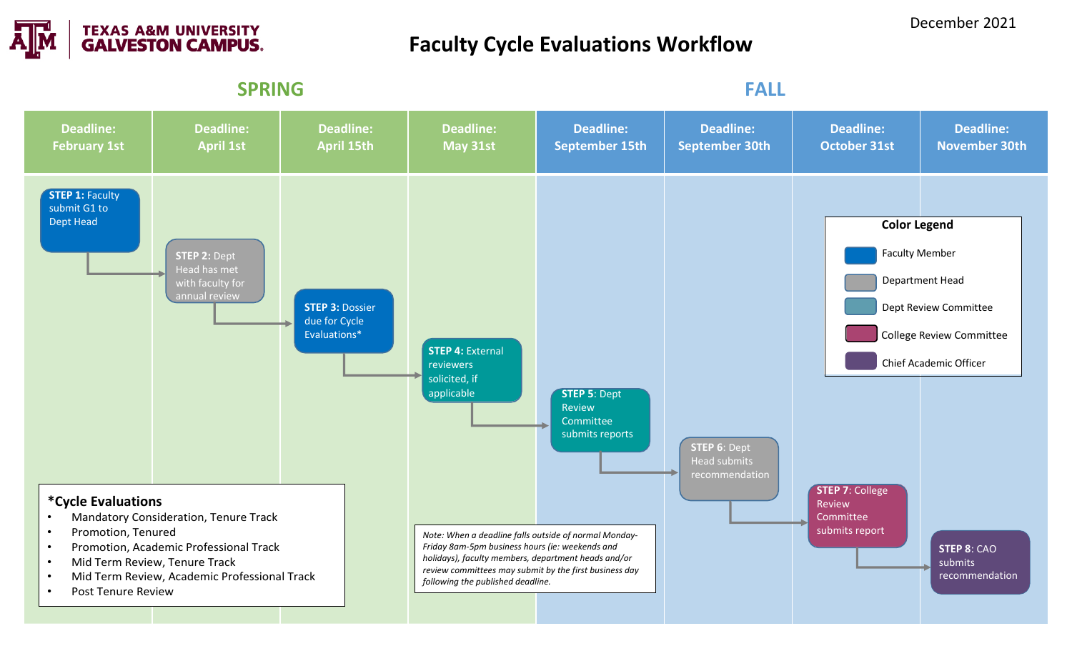TEXAS A&M UNIVERSITY GALVESTON CAMPUS

December 2021

# Faculty Cycle Evaluations Workflow

| SPRING | | | | FALL | | | |
|---|---|---|---|---|---|---|---|
| Deadline: February 1st | Deadline: April 1st | Deadline: April 15th | Deadline: May 31st | Deadline: September 15th | Deadline: September 30th | Deadline: October 31st | Deadline: November 30th |
| **STEP 1:** Faculty submit G1 to Dept Head | **STEP 2:** Dept Head has met with faculty for annual review | **STEP 3:** Dossier due for Cycle Evaluations* | **STEP 4:** External reviewers solicited, if applicable | **STEP 5:** Dept Review Committee submits reports | **STEP 6:** Dept Head submits recommendation | **STEP 7:** College Review Committee submits report | **STEP 8:** CAO submits recommendation |

**Color Legend**

- Faculty Member
- Department Head
- Dept Review Committee
- College Review Committee
- Chief Academic Officer

**\*Cycle Evaluations**

- Mandatory Consideration, Tenure Track
- Promotion, Tenured
- Promotion, Academic Professional Track
- Mid Term Review, Tenure Track
- Mid Term Review, Academic Professional Track
- Post Tenure Review

*Note: When a deadline falls outside of normal Monday-Friday 8am-5pm business hours (ie: weekends and holidays), faculty members, department heads and/or review committees may submit by the first business day following the published deadline.*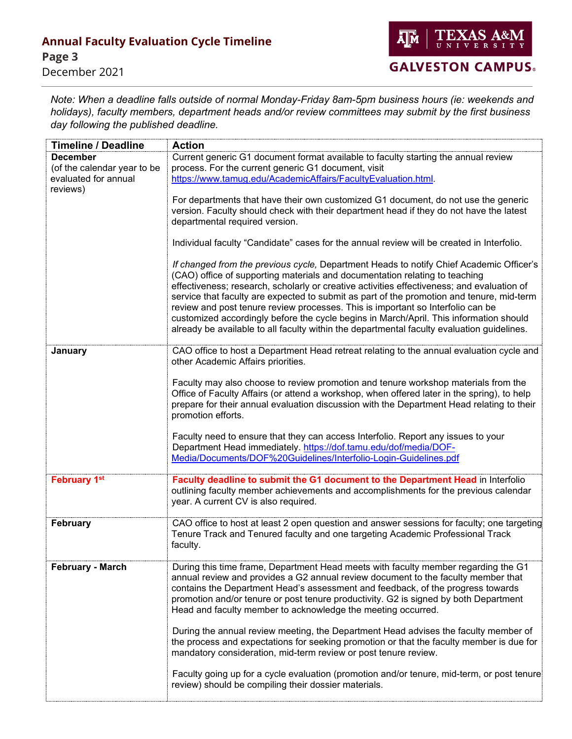*Note: When a deadline falls outside of normal Monday-Friday 8am-5pm business hours (ie: weekends and holidays), faculty members, department heads and/or review committees may submit by the first business day following the published deadline.*

| Timeline / Deadline | Action |
|---|---|
| **December** (of the calendar year to be evaluated for annual reviews) | Current generic G1 document format available to faculty starting the annual review process. For the current generic G1 document, visit https://www.tamug.edu/AcademicAffairs/FacultyEvaluation.html.<br><br>For departments that have their own customized G1 document, do not use the generic version. Faculty should check with their department head if they do not have the latest departmental required version.<br><br>Individual faculty "Candidate" cases for the annual review will be created in Interfolio.<br><br>*If changed from the previous cycle,* Department Heads to notify Chief Academic Officer's (CAO) office of supporting materials and documentation relating to teaching effectiveness; research, scholarly or creative activities effectiveness; and evaluation of service that faculty are expected to submit as part of the promotion and tenure, mid-term review and post tenure review processes. This is important so Interfolio can be customized accordingly before the cycle begins in March/April. This information should already be available to all faculty within the departmental faculty evaluation guidelines. |
| **January** | CAO office to host a Department Head retreat relating to the annual evaluation cycle and other Academic Affairs priorities.<br><br>Faculty may also choose to review promotion and tenure workshop materials from the Office of Faculty Affairs (or attend a workshop, when offered later in the spring), to help prepare for their annual evaluation discussion with the Department Head relating to their promotion efforts.<br><br>Faculty need to ensure that they can access Interfolio. Report any issues to your Department Head immediately. https://dof.tamu.edu/dof/media/DOF-Media/Documents/DOF%20Guidelines/Interfolio-Login-Guidelines.pdf |
| **February 1st** | **Faculty deadline to submit the G1 document to the Department Head** in Interfolio outlining faculty member achievements and accomplishments for the previous calendar year. A current CV is also required. |
| **February** | CAO office to host at least 2 open question and answer sessions for faculty; one targeting Tenure Track and Tenured faculty and one targeting Academic Professional Track faculty. |
| **February - March** | During this time frame, Department Head meets with faculty member regarding the G1 annual review and provides a G2 annual review document to the faculty member that contains the Department Head's assessment and feedback, of the progress towards promotion and/or tenure or post tenure productivity. G2 is signed by both Department Head and faculty member to acknowledge the meeting occurred.<br><br>During the annual review meeting, the Department Head advises the faculty member of the process and expectations for seeking promotion or that the faculty member is due for mandatory consideration, mid-term review or post tenure review.<br><br>Faculty going up for a cycle evaluation (promotion and/or tenure, mid-term, or post tenure review) should be compiling their dossier materials. |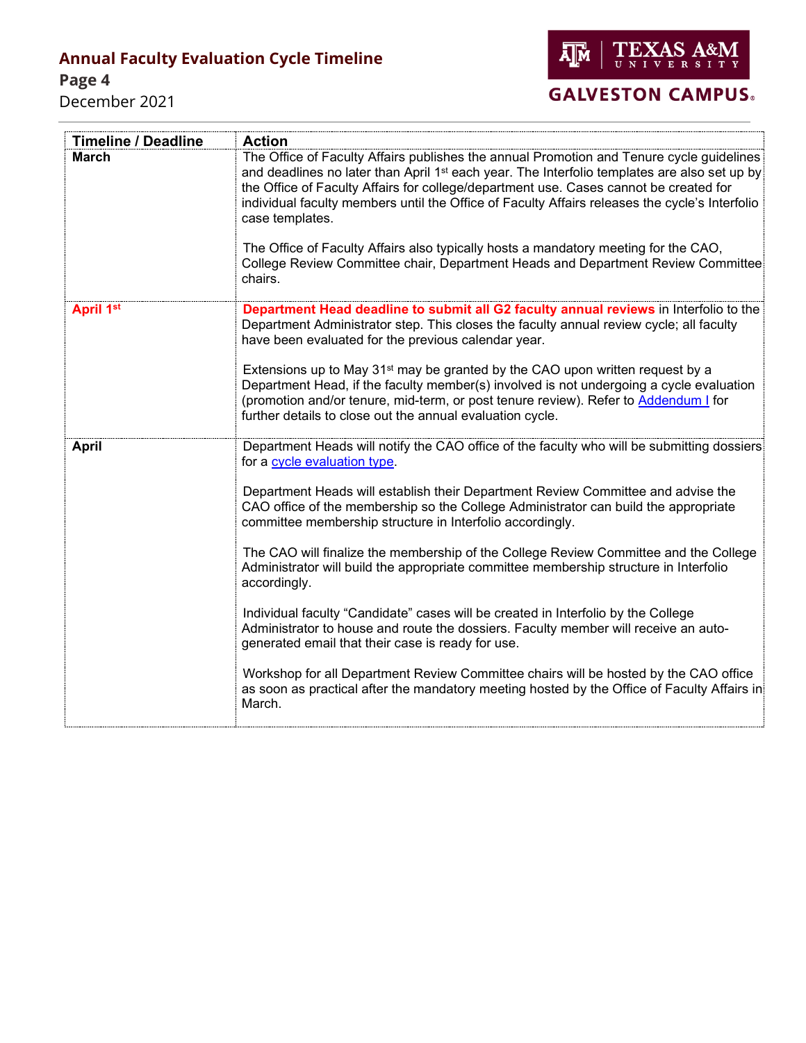| Timeline / Deadline | Action |
|---|---|
| **March** | The Office of Faculty Affairs publishes the annual Promotion and Tenure cycle guidelines and deadlines no later than April 1st each year. The Interfolio templates are also set up by the Office of Faculty Affairs for college/department use. Cases cannot be created for individual faculty members until the Office of Faculty Affairs releases the cycle's Interfolio case templates.<br><br>The Office of Faculty Affairs also typically hosts a mandatory meeting for the CAO, College Review Committee chair, Department Heads and Department Review Committee chairs. |
| **April 1st** | **Department Head deadline to submit all G2 faculty annual reviews** in Interfolio to the Department Administrator step. This closes the faculty annual review cycle; all faculty have been evaluated for the previous calendar year.<br><br>Extensions up to May 31st may be granted by the CAO upon written request by a Department Head, if the faculty member(s) involved is not undergoing a cycle evaluation (promotion and/or tenure, mid-term, or post tenure review). Refer to Addendum I for further details to close out the annual evaluation cycle. |
| **April** | Department Heads will notify the CAO office of the faculty who will be submitting dossiers for a cycle evaluation type.<br><br>Department Heads will establish their Department Review Committee and advise the CAO office of the membership so the College Administrator can build the appropriate committee membership structure in Interfolio accordingly.<br><br>The CAO will finalize the membership of the College Review Committee and the College Administrator will build the appropriate committee membership structure in Interfolio accordingly.<br><br>Individual faculty "Candidate" cases will be created in Interfolio by the College Administrator to house and route the dossiers. Faculty member will receive an auto-generated email that their case is ready for use.<br><br>Workshop for all Department Review Committee chairs will be hosted by the CAO office as soon as practical after the mandatory meeting hosted by the Office of Faculty Affairs in March. |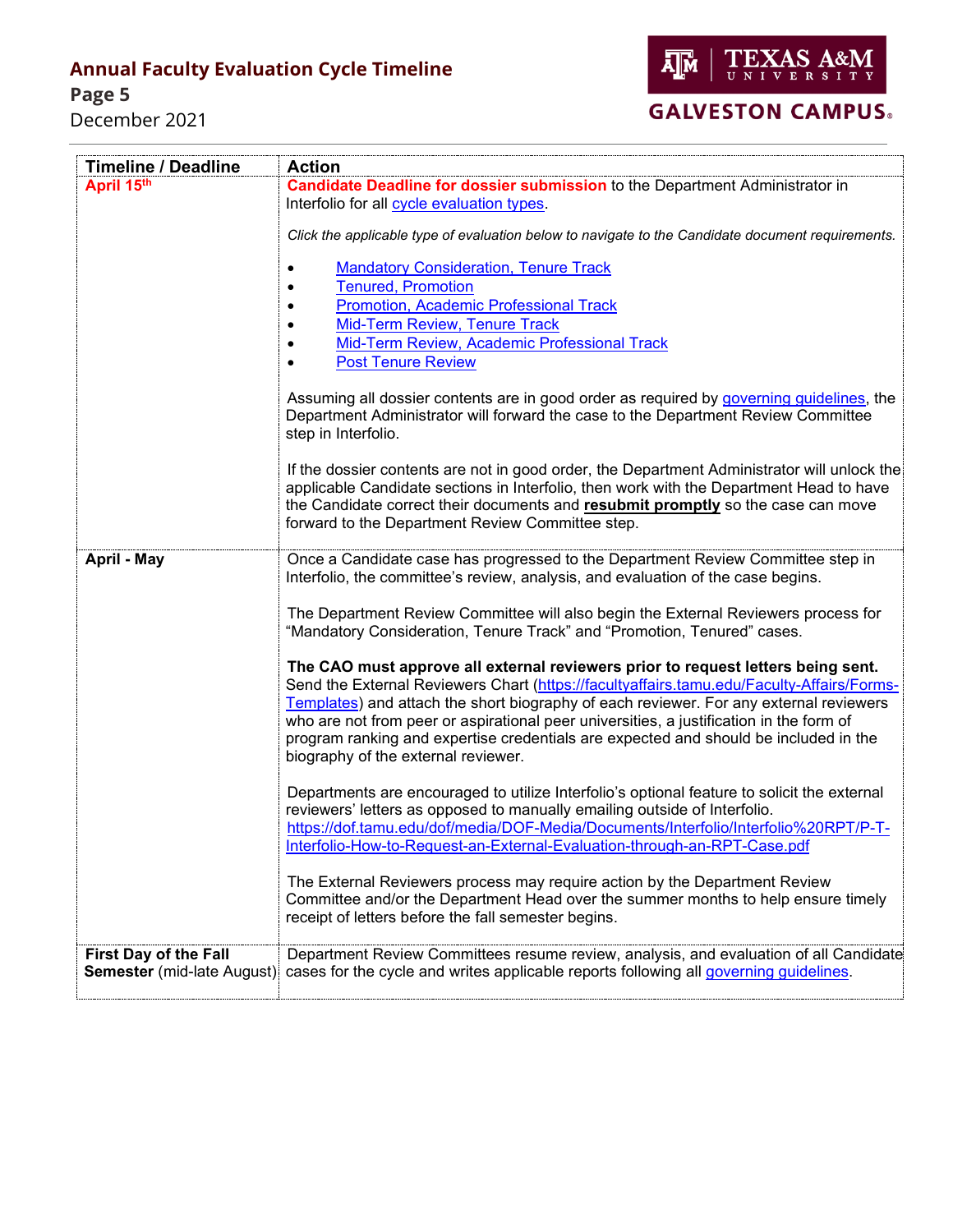| Timeline / Deadline | Action |
|---|---|
| **April 15th** | **Candidate Deadline for dossier submission** to the Department Administrator in Interfolio for all cycle evaluation types.<br><br>*Click the applicable type of evaluation below to navigate to the Candidate document requirements.*<br><br>• Mandatory Consideration, Tenure Track<br>• Tenured, Promotion<br>• Promotion, Academic Professional Track<br>• Mid-Term Review, Tenure Track<br>• Mid-Term Review, Academic Professional Track<br>• Post Tenure Review<br><br>Assuming all dossier contents are in good order as required by governing guidelines, the Department Administrator will forward the case to the Department Review Committee step in Interfolio.<br><br>If the dossier contents are not in good order, the Department Administrator will unlock the applicable Candidate sections in Interfolio, then work with the Department Head to have the Candidate correct their documents and **resubmit promptly** so the case can move forward to the Department Review Committee step. |
| **April - May** | Once a Candidate case has progressed to the Department Review Committee step in Interfolio, the committee's review, analysis, and evaluation of the case begins.<br><br>The Department Review Committee will also begin the External Reviewers process for "Mandatory Consideration, Tenure Track" and "Promotion, Tenured" cases.<br><br>**The CAO must approve all external reviewers prior to request letters being sent.** Send the External Reviewers Chart (https://facultyaffairs.tamu.edu/Faculty-Affairs/Forms-Templates) and attach the short biography of each reviewer. For any external reviewers who are not from peer or aspirational peer universities, a justification in the form of program ranking and expertise credentials are expected and should be included in the biography of the external reviewer.<br><br>Departments are encouraged to utilize Interfolio's optional feature to solicit the external reviewers' letters as opposed to manually emailing outside of Interfolio. https://dof.tamu.edu/dof/media/DOF-Media/Documents/Interfolio/Interfolio%20RPT/P-T-Interfolio-How-to-Request-an-External-Evaluation-through-an-RPT-Case.pdf<br><br>The External Reviewers process may require action by the Department Review Committee and/or the Department Head over the summer months to help ensure timely receipt of letters before the fall semester begins. |
| **First Day of the Fall Semester** (mid-late August) | Department Review Committees resume review, analysis, and evaluation of all Candidate cases for the cycle and writes applicable reports following all governing guidelines. |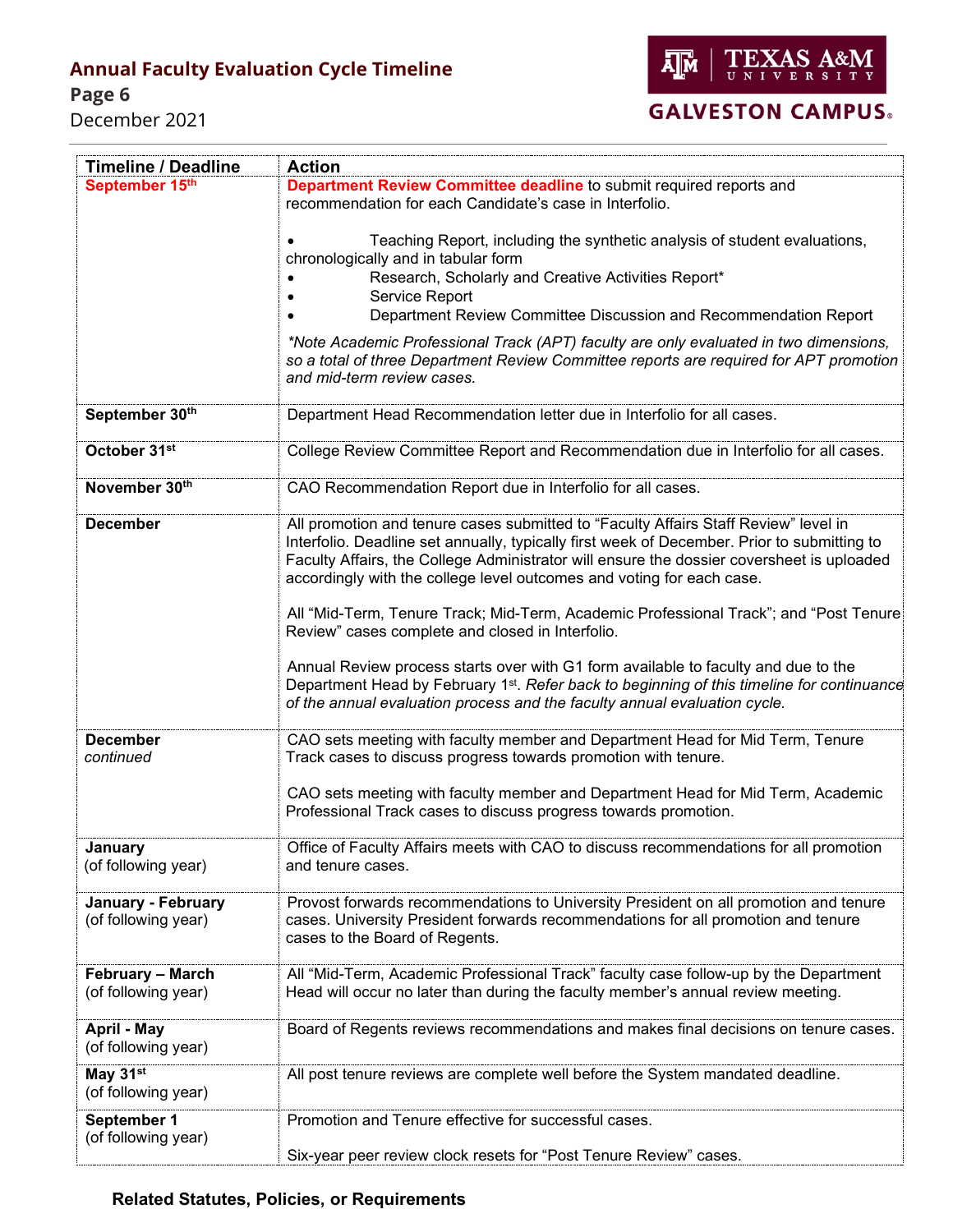| Timeline / Deadline | Action |
|---|---|
| **September 15th** | **Department Review Committee deadline** to submit required reports and recommendation for each Candidate's case in Interfolio.<br><br>• Teaching Report, including the synthetic analysis of student evaluations, chronologically and in tabular form<br>• Research, Scholarly and Creative Activities Report*<br>• Service Report<br>• Department Review Committee Discussion and Recommendation Report<br><br>*\*Note Academic Professional Track (APT) faculty are only evaluated in two dimensions, so a total of three Department Review Committee reports are required for APT promotion and mid-term review cases.* |
| **September 30th** | Department Head Recommendation letter due in Interfolio for all cases. |
| **October 31st** | College Review Committee Report and Recommendation due in Interfolio for all cases. |
| **November 30th** | CAO Recommendation Report due in Interfolio for all cases. |
| **December** | All promotion and tenure cases submitted to "Faculty Affairs Staff Review" level in Interfolio. Deadline set annually, typically first week of December. Prior to submitting to Faculty Affairs, the College Administrator will ensure the dossier coversheet is uploaded accordingly with the college level outcomes and voting for each case.<br><br>All "Mid-Term, Tenure Track; Mid-Term, Academic Professional Track"; and "Post Tenure Review" cases complete and closed in Interfolio.<br><br>Annual Review process starts over with G1 form available to faculty and due to the Department Head by February 1st. *Refer back to beginning of this timeline for continuance of the annual evaluation process and the faculty annual evaluation cycle.* |
| **December** *continued* | CAO sets meeting with faculty member and Department Head for Mid Term, Tenure Track cases to discuss progress towards promotion with tenure.<br><br>CAO sets meeting with faculty member and Department Head for Mid Term, Academic Professional Track cases to discuss progress towards promotion. |
| **January** (of following year) | Office of Faculty Affairs meets with CAO to discuss recommendations for all promotion and tenure cases. |
| **January - February** (of following year) | Provost forwards recommendations to University President on all promotion and tenure cases. University President forwards recommendations for all promotion and tenure cases to the Board of Regents. |
| **February – March** (of following year) | All "Mid-Term, Academic Professional Track" faculty case follow-up by the Department Head will occur no later than during the faculty member's annual review meeting. |
| **April - May** (of following year) | Board of Regents reviews recommendations and makes final decisions on tenure cases. |
| **May 31st** (of following year) | All post tenure reviews are complete well before the System mandated deadline. |
| **September 1** (of following year) | Promotion and Tenure effective for successful cases.<br><br>Six-year peer review clock resets for "Post Tenure Review" cases. |

**Related Statutes, Policies, or Requirements**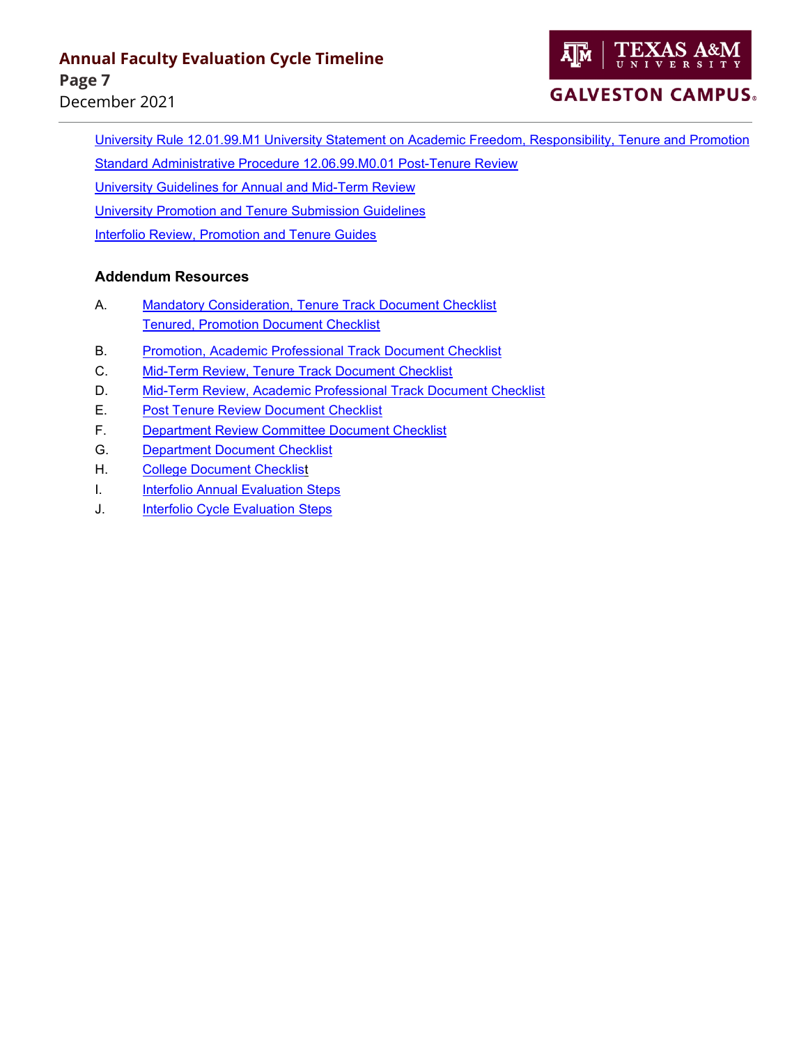University Rule 12.01.99.M1 University Statement on Academic Freedom, Responsibility, Tenure and Promotion

Standard Administrative Procedure 12.06.99.M0.01 Post-Tenure Review

University Guidelines for Annual and Mid-Term Review

University Promotion and Tenure Submission Guidelines

Interfolio Review, Promotion and Tenure Guides

**Addendum Resources**

A. Mandatory Consideration, Tenure Track Document Checklist
   Tenured, Promotion Document Checklist

B. Promotion, Academic Professional Track Document Checklist

C. Mid-Term Review, Tenure Track Document Checklist

D. Mid-Term Review, Academic Professional Track Document Checklist

E. Post Tenure Review Document Checklist

F. Department Review Committee Document Checklist

G. Department Document Checklist

H. College Document Checklist

I. Interfolio Annual Evaluation Steps

J. Interfolio Cycle Evaluation Steps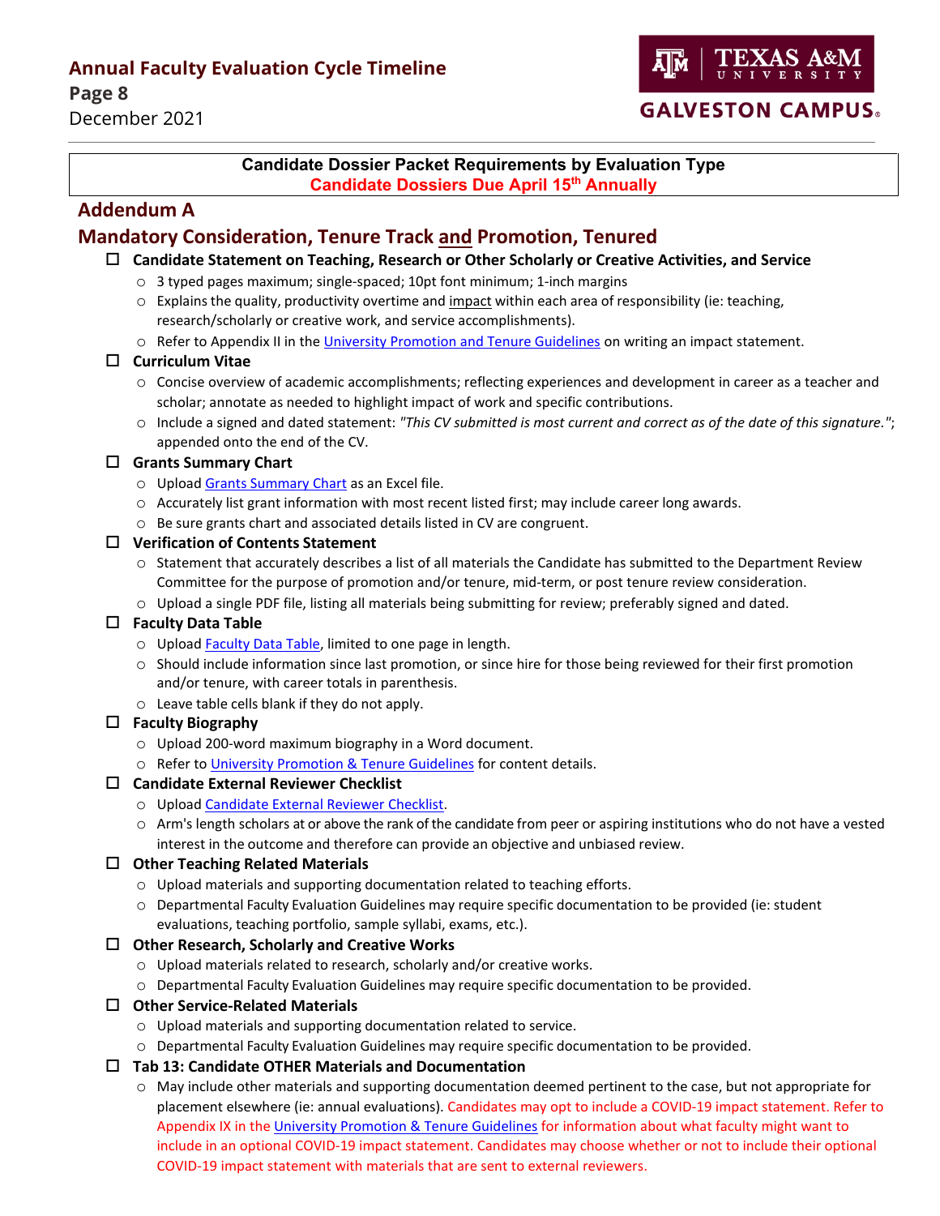**Candidate Dossier Packet Requirements by Evaluation Type**
**Candidate Dossiers Due April 15th Annually**

## Addendum A

## Mandatory Consideration, Tenure Track and Promotion, Tenured

- ☐ **Candidate Statement on Teaching, Research or Other Scholarly or Creative Activities, and Service**
  - 3 typed pages maximum; single-spaced; 10pt font minimum; 1-inch margins
  - Explains the quality, productivity overtime and impact within each area of responsibility (ie: teaching, research/scholarly or creative work, and service accomplishments).
  - Refer to Appendix II in the University Promotion and Tenure Guidelines on writing an impact statement.
- ☐ **Curriculum Vitae**
  - Concise overview of academic accomplishments; reflecting experiences and development in career as a teacher and scholar; annotate as needed to highlight impact of work and specific contributions.
  - Include a signed and dated statement: *"This CV submitted is most current and correct as of the date of this signature."*; appended onto the end of the CV.
- ☐ **Grants Summary Chart**
  - Upload Grants Summary Chart as an Excel file.
  - Accurately list grant information with most recent listed first; may include career long awards.
  - Be sure grants chart and associated details listed in CV are congruent.
- ☐ **Verification of Contents Statement**
  - Statement that accurately describes a list of all materials the Candidate has submitted to the Department Review Committee for the purpose of promotion and/or tenure, mid-term, or post tenure review consideration.
  - Upload a single PDF file, listing all materials being submitting for review; preferably signed and dated.
- ☐ **Faculty Data Table**
  - Upload Faculty Data Table, limited to one page in length.
  - Should include information since last promotion, or since hire for those being reviewed for their first promotion and/or tenure, with career totals in parenthesis.
  - Leave table cells blank if they do not apply.
- ☐ **Faculty Biography**
  - Upload 200-word maximum biography in a Word document.
  - Refer to University Promotion & Tenure Guidelines for content details.
- ☐ **Candidate External Reviewer Checklist**
  - Upload Candidate External Reviewer Checklist.
  - Arm's length scholars at or above the rank of the candidate from peer or aspiring institutions who do not have a vested interest in the outcome and therefore can provide an objective and unbiased review.
- ☐ **Other Teaching Related Materials**
  - Upload materials and supporting documentation related to teaching efforts.
  - Departmental Faculty Evaluation Guidelines may require specific documentation to be provided (ie: student evaluations, teaching portfolio, sample syllabi, exams, etc.).
- ☐ **Other Research, Scholarly and Creative Works**
  - Upload materials related to research, scholarly and/or creative works.
  - Departmental Faculty Evaluation Guidelines may require specific documentation to be provided.
- ☐ **Other Service-Related Materials**
  - Upload materials and supporting documentation related to service.
  - Departmental Faculty Evaluation Guidelines may require specific documentation to be provided.
- ☐ **Tab 13: Candidate OTHER Materials and Documentation**
  - May include other materials and supporting documentation deemed pertinent to the case, but not appropriate for placement elsewhere (ie: annual evaluations). Candidates may opt to include a COVID-19 impact statement. Refer to Appendix IX in the University Promotion & Tenure Guidelines for information about what faculty might want to include in an optional COVID-19 impact statement. Candidates may choose whether or not to include their optional COVID-19 impact statement with materials that are sent to external reviewers.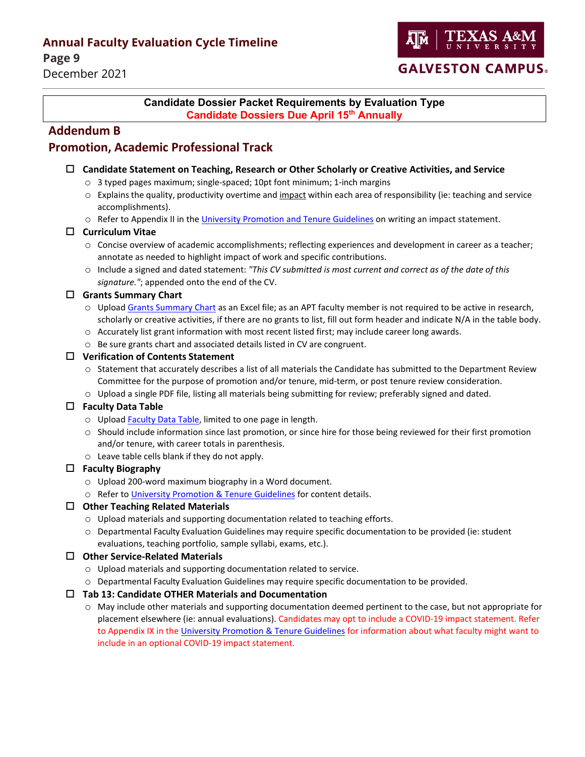**Candidate Dossier Packet Requirements by Evaluation Type**
**Candidate Dossiers Due April 15th Annually**

## Addendum B
## Promotion, Academic Professional Track

- ☐ **Candidate Statement on Teaching, Research or Other Scholarly or Creative Activities, and Service**
  - 3 typed pages maximum; single-spaced; 10pt font minimum; 1-inch margins
  - Explains the quality, productivity overtime and impact within each area of responsibility (ie: teaching and service accomplishments).
  - Refer to Appendix II in the University Promotion and Tenure Guidelines on writing an impact statement.
- ☐ **Curriculum Vitae**
  - Concise overview of academic accomplishments; reflecting experiences and development in career as a teacher; annotate as needed to highlight impact of work and specific contributions.
  - Include a signed and dated statement: *"This CV submitted is most current and correct as of the date of this signature."*; appended onto the end of the CV.
- ☐ **Grants Summary Chart**
  - Upload Grants Summary Chart as an Excel file; as an APT faculty member is not required to be active in research, scholarly or creative activities, if there are no grants to list, fill out form header and indicate N/A in the table body.
  - Accurately list grant information with most recent listed first; may include career long awards.
  - Be sure grants chart and associated details listed in CV are congruent.
- ☐ **Verification of Contents Statement**
  - Statement that accurately describes a list of all materials the Candidate has submitted to the Department Review Committee for the purpose of promotion and/or tenure, mid-term, or post tenure review consideration.
  - Upload a single PDF file, listing all materials being submitting for review; preferably signed and dated.
- ☐ **Faculty Data Table**
  - Upload Faculty Data Table, limited to one page in length.
  - Should include information since last promotion, or since hire for those being reviewed for their first promotion and/or tenure, with career totals in parenthesis.
  - Leave table cells blank if they do not apply.
- ☐ **Faculty Biography**
  - Upload 200-word maximum biography in a Word document.
  - Refer to University Promotion & Tenure Guidelines for content details.
- ☐ **Other Teaching Related Materials**
  - Upload materials and supporting documentation related to teaching efforts.
  - Departmental Faculty Evaluation Guidelines may require specific documentation to be provided (ie: student evaluations, teaching portfolio, sample syllabi, exams, etc.).
- ☐ **Other Service-Related Materials**
  - Upload materials and supporting documentation related to service.
  - Departmental Faculty Evaluation Guidelines may require specific documentation to be provided.
- ☐ **Tab 13: Candidate OTHER Materials and Documentation**
  - May include other materials and supporting documentation deemed pertinent to the case, but not appropriate for placement elsewhere (ie: annual evaluations). Candidates may opt to include a COVID-19 impact statement. Refer to Appendix IX in the University Promotion & Tenure Guidelines for information about what faculty might want to include in an optional COVID-19 impact statement.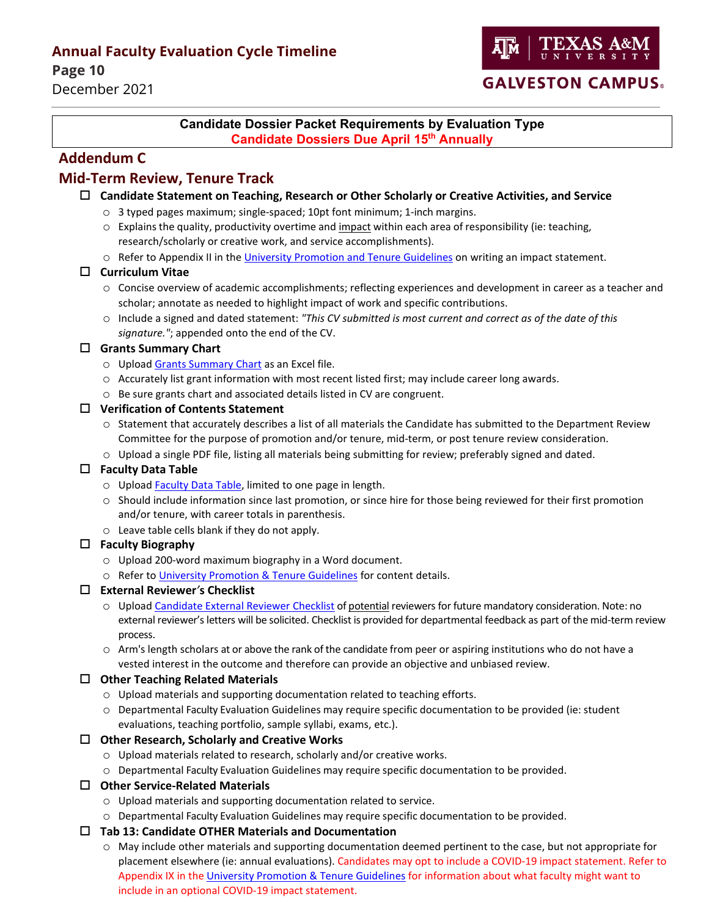**Candidate Dossier Packet Requirements by Evaluation Type**
**Candidate Dossiers Due April 15th Annually**

## Addendum C

## Mid-Term Review, Tenure Track

- ☐ **Candidate Statement on Teaching, Research or Other Scholarly or Creative Activities, and Service**
  - 3 typed pages maximum; single-spaced; 10pt font minimum; 1-inch margins.
  - Explains the quality, productivity overtime and impact within each area of responsibility (ie: teaching, research/scholarly or creative work, and service accomplishments).
  - Refer to Appendix II in the University Promotion and Tenure Guidelines on writing an impact statement.
- ☐ **Curriculum Vitae**
  - Concise overview of academic accomplishments; reflecting experiences and development in career as a teacher and scholar; annotate as needed to highlight impact of work and specific contributions.
  - Include a signed and dated statement: *"This CV submitted is most current and correct as of the date of this signature."*; appended onto the end of the CV.
- ☐ **Grants Summary Chart**
  - Upload Grants Summary Chart as an Excel file.
  - Accurately list grant information with most recent listed first; may include career long awards.
  - Be sure grants chart and associated details listed in CV are congruent.
- ☐ **Verification of Contents Statement**
  - Statement that accurately describes a list of all materials the Candidate has submitted to the Department Review Committee for the purpose of promotion and/or tenure, mid-term, or post tenure review consideration.
  - Upload a single PDF file, listing all materials being submitting for review; preferably signed and dated.
- ☐ **Faculty Data Table**
  - Upload Faculty Data Table, limited to one page in length.
  - Should include information since last promotion, or since hire for those being reviewed for their first promotion and/or tenure, with career totals in parenthesis.
  - Leave table cells blank if they do not apply.
- ☐ **Faculty Biography**
  - Upload 200-word maximum biography in a Word document.
  - Refer to University Promotion & Tenure Guidelines for content details.
- ☐ **External Reviewer's Checklist**
  - Upload Candidate External Reviewer Checklist of potential reviewers for future mandatory consideration. Note: no external reviewer's letters will be solicited. Checklist is provided for departmental feedback as part of the mid-term review process.
  - Arm's length scholars at or above the rank of the candidate from peer or aspiring institutions who do not have a vested interest in the outcome and therefore can provide an objective and unbiased review.
- ☐ **Other Teaching Related Materials**
  - Upload materials and supporting documentation related to teaching efforts.
  - Departmental Faculty Evaluation Guidelines may require specific documentation to be provided (ie: student evaluations, teaching portfolio, sample syllabi, exams, etc.).
- ☐ **Other Research, Scholarly and Creative Works**
  - Upload materials related to research, scholarly and/or creative works.
  - Departmental Faculty Evaluation Guidelines may require specific documentation to be provided.
- ☐ **Other Service-Related Materials**
  - Upload materials and supporting documentation related to service.
  - Departmental Faculty Evaluation Guidelines may require specific documentation to be provided.
- ☐ **Tab 13: Candidate OTHER Materials and Documentation**
  - May include other materials and supporting documentation deemed pertinent to the case, but not appropriate for placement elsewhere (ie: annual evaluations). Candidates may opt to include a COVID-19 impact statement. Refer to Appendix IX in the University Promotion & Tenure Guidelines for information about what faculty might want to include in an optional COVID-19 impact statement.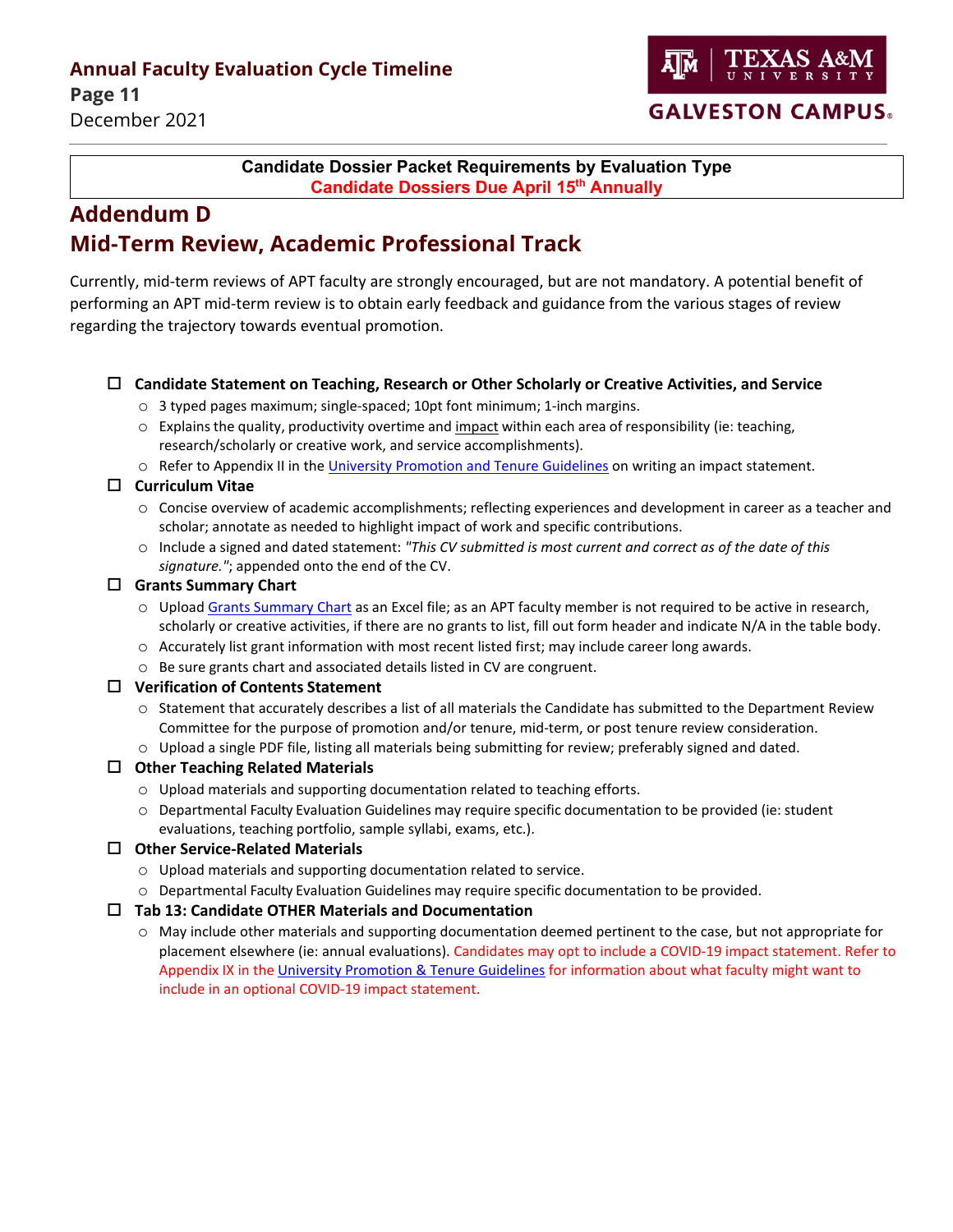**Candidate Dossier Packet Requirements by Evaluation Type**
**Candidate Dossiers Due April 15th Annually**

# Addendum D
# Mid-Term Review, Academic Professional Track

Currently, mid-term reviews of APT faculty are strongly encouraged, but are not mandatory. A potential benefit of performing an APT mid-term review is to obtain early feedback and guidance from the various stages of review regarding the trajectory towards eventual promotion.

- ☐ **Candidate Statement on Teaching, Research or Other Scholarly or Creative Activities, and Service**
  - 3 typed pages maximum; single-spaced; 10pt font minimum; 1-inch margins.
  - Explains the quality, productivity overtime and impact within each area of responsibility (ie: teaching, research/scholarly or creative work, and service accomplishments).
  - Refer to Appendix II in the University Promotion and Tenure Guidelines on writing an impact statement.
- ☐ **Curriculum Vitae**
  - Concise overview of academic accomplishments; reflecting experiences and development in career as a teacher and scholar; annotate as needed to highlight impact of work and specific contributions.
  - Include a signed and dated statement: *"This CV submitted is most current and correct as of the date of this signature."*; appended onto the end of the CV.
- ☐ **Grants Summary Chart**
  - Upload Grants Summary Chart as an Excel file; as an APT faculty member is not required to be active in research, scholarly or creative activities, if there are no grants to list, fill out form header and indicate N/A in the table body.
  - Accurately list grant information with most recent listed first; may include career long awards.
  - Be sure grants chart and associated details listed in CV are congruent.
- ☐ **Verification of Contents Statement**
  - Statement that accurately describes a list of all materials the Candidate has submitted to the Department Review Committee for the purpose of promotion and/or tenure, mid-term, or post tenure review consideration.
  - Upload a single PDF file, listing all materials being submitting for review; preferably signed and dated.
- ☐ **Other Teaching Related Materials**
  - Upload materials and supporting documentation related to teaching efforts.
  - Departmental Faculty Evaluation Guidelines may require specific documentation to be provided (ie: student evaluations, teaching portfolio, sample syllabi, exams, etc.).
- ☐ **Other Service-Related Materials**
  - Upload materials and supporting documentation related to service.
  - Departmental Faculty Evaluation Guidelines may require specific documentation to be provided.
- ☐ **Tab 13: Candidate OTHER Materials and Documentation**
  - May include other materials and supporting documentation deemed pertinent to the case, but not appropriate for placement elsewhere (ie: annual evaluations). Candidates may opt to include a COVID-19 impact statement. Refer to Appendix IX in the University Promotion & Tenure Guidelines for information about what faculty might want to include in an optional COVID-19 impact statement.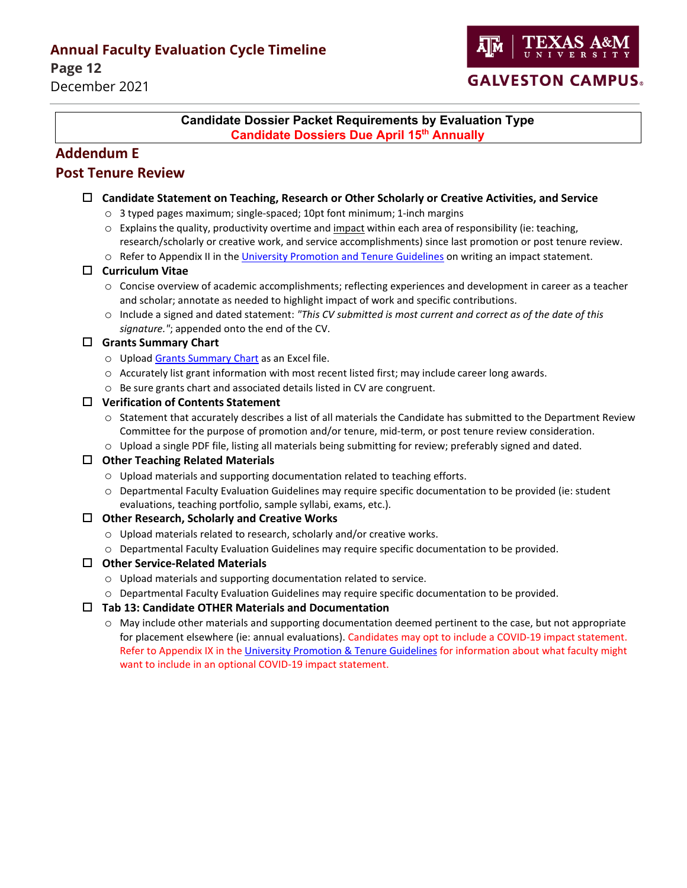**Candidate Dossier Packet Requirements by Evaluation Type**
**Candidate Dossiers Due April 15th Annually**

## Addendum E

## Post Tenure Review

- ☐ **Candidate Statement on Teaching, Research or Other Scholarly or Creative Activities, and Service**
  - 3 typed pages maximum; single-spaced; 10pt font minimum; 1-inch margins
  - Explains the quality, productivity overtime and impact within each area of responsibility (ie: teaching, research/scholarly or creative work, and service accomplishments) since last promotion or post tenure review.
  - Refer to Appendix II in the University Promotion and Tenure Guidelines on writing an impact statement.
- ☐ **Curriculum Vitae**
  - Concise overview of academic accomplishments; reflecting experiences and development in career as a teacher and scholar; annotate as needed to highlight impact of work and specific contributions.
  - Include a signed and dated statement: *"This CV submitted is most current and correct as of the date of this signature."*; appended onto the end of the CV.
- ☐ **Grants Summary Chart**
  - Upload Grants Summary Chart as an Excel file.
  - Accurately list grant information with most recent listed first; may include career long awards.
  - Be sure grants chart and associated details listed in CV are congruent.
- ☐ **Verification of Contents Statement**
  - Statement that accurately describes a list of all materials the Candidate has submitted to the Department Review Committee for the purpose of promotion and/or tenure, mid-term, or post tenure review consideration.
  - Upload a single PDF file, listing all materials being submitting for review; preferably signed and dated.
- ☐ **Other Teaching Related Materials**
  - Upload materials and supporting documentation related to teaching efforts.
  - Departmental Faculty Evaluation Guidelines may require specific documentation to be provided (ie: student evaluations, teaching portfolio, sample syllabi, exams, etc.).
- ☐ **Other Research, Scholarly and Creative Works**
  - Upload materials related to research, scholarly and/or creative works.
  - Departmental Faculty Evaluation Guidelines may require specific documentation to be provided.
- ☐ **Other Service-Related Materials**
  - Upload materials and supporting documentation related to service.
  - Departmental Faculty Evaluation Guidelines may require specific documentation to be provided.
- ☐ **Tab 13: Candidate OTHER Materials and Documentation**
  - May include other materials and supporting documentation deemed pertinent to the case, but not appropriate for placement elsewhere (ie: annual evaluations). Candidates may opt to include a COVID-19 impact statement. Refer to Appendix IX in the University Promotion & Tenure Guidelines for information about what faculty might want to include in an optional COVID-19 impact statement.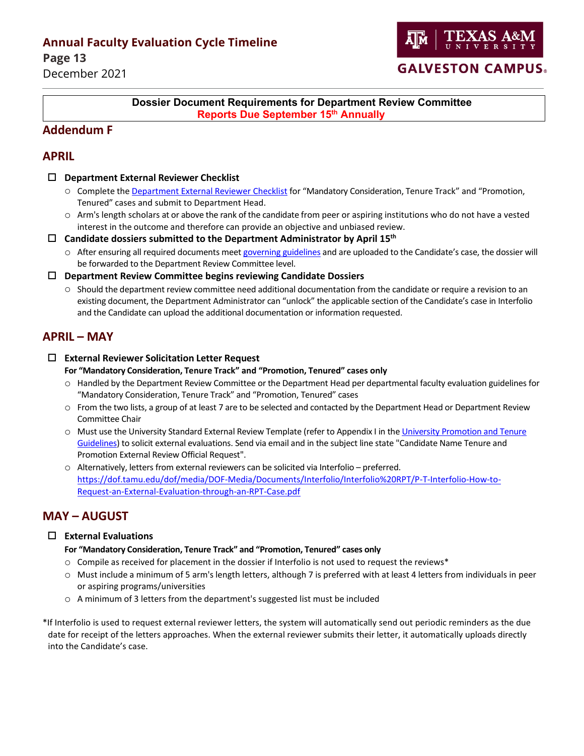**Dossier Document Requirements for Department Review Committee**
**Reports Due September 15th Annually**

## Addendum F

## APRIL

- ☐ **Department External Reviewer Checklist**
  - Complete the [Department External Reviewer Checklist]() for "Mandatory Consideration, Tenure Track" and "Promotion, Tenured" cases and submit to Department Head.
  - Arm's length scholars at or above the rank of the candidate from peer or aspiring institutions who do not have a vested interest in the outcome and therefore can provide an objective and unbiased review.
- ☐ **Candidate dossiers submitted to the Department Administrator by April 15th**
  - After ensuring all required documents meet [governing guidelines]() and are uploaded to the Candidate's case, the dossier will be forwarded to the Department Review Committee level.
- ☐ **Department Review Committee begins reviewing Candidate Dossiers**
  - Should the department review committee need additional documentation from the candidate or require a revision to an existing document, the Department Administrator can "unlock" the applicable section of the Candidate's case in Interfolio and the Candidate can upload the additional documentation or information requested.

## APRIL – MAY

- ☐ **External Reviewer Solicitation Letter Request**
  **For "Mandatory Consideration, Tenure Track" and "Promotion, Tenured" cases only**
  - Handled by the Department Review Committee or the Department Head per departmental faculty evaluation guidelines for "Mandatory Consideration, Tenure Track" and "Promotion, Tenured" cases
  - From the two lists, a group of at least 7 are to be selected and contacted by the Department Head or Department Review Committee Chair
  - Must use the University Standard External Review Template (refer to Appendix I in the [University Promotion and Tenure Guidelines]()) to solicit external evaluations. Send via email and in the subject line state "Candidate Name Tenure and Promotion External Review Official Request".
  - Alternatively, letters from external reviewers can be solicited via Interfolio – preferred. https://dof.tamu.edu/dof/media/DOF-Media/Documents/Interfolio/Interfolio%20RPT/P-T-Interfolio-How-to-Request-an-External-Evaluation-through-an-RPT-Case.pdf

## MAY – AUGUST

- ☐ **External Evaluations**
  **For "Mandatory Consideration, Tenure Track" and "Promotion, Tenured" cases only**
  - Compile as received for placement in the dossier if Interfolio is not used to request the reviews*
  - Must include a minimum of 5 arm's length letters, although 7 is preferred with at least 4 letters from individuals in peer or aspiring programs/universities
  - A minimum of 3 letters from the department's suggested list must be included

*If Interfolio is used to request external reviewer letters, the system will automatically send out periodic reminders as the due date for receipt of the letters approaches. When the external reviewer submits their letter, it automatically uploads directly into the Candidate's case.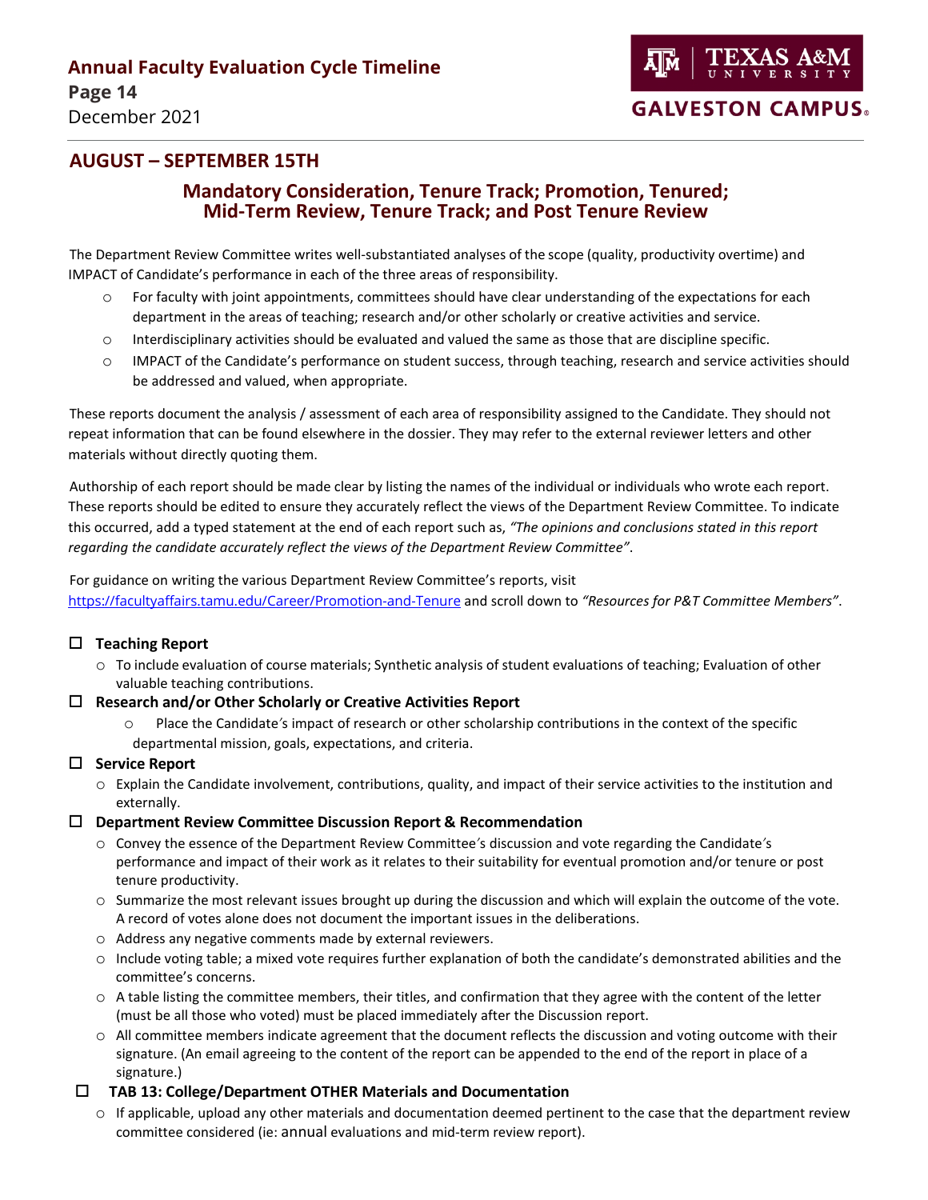## AUGUST – SEPTEMBER 15TH

### Mandatory Consideration, Tenure Track; Promotion, Tenured; Mid-Term Review, Tenure Track; and Post Tenure Review

The Department Review Committee writes well-substantiated analyses of the scope (quality, productivity overtime) and IMPACT of Candidate's performance in each of the three areas of responsibility.

- For faculty with joint appointments, committees should have clear understanding of the expectations for each department in the areas of teaching; research and/or other scholarly or creative activities and service.
- Interdisciplinary activities should be evaluated and valued the same as those that are discipline specific.
- IMPACT of the Candidate's performance on student success, through teaching, research and service activities should be addressed and valued, when appropriate.

These reports document the analysis / assessment of each area of responsibility assigned to the Candidate. They should not repeat information that can be found elsewhere in the dossier. They may refer to the external reviewer letters and other materials without directly quoting them.

Authorship of each report should be made clear by listing the names of the individual or individuals who wrote each report. These reports should be edited to ensure they accurately reflect the views of the Department Review Committee. To indicate this occurred, add a typed statement at the end of each report such as, *"The opinions and conclusions stated in this report regarding the candidate accurately reflect the views of the Department Review Committee"*.

For guidance on writing the various Department Review Committee's reports, visit https://facultyaffairs.tamu.edu/Career/Promotion-and-Tenure and scroll down to *"Resources for P&T Committee Members"*.

- ☐ **Teaching Report**
  - To include evaluation of course materials; Synthetic analysis of student evaluations of teaching; Evaluation of other valuable teaching contributions.
- ☐ **Research and/or Other Scholarly or Creative Activities Report**
  - Place the Candidate's impact of research or other scholarship contributions in the context of the specific departmental mission, goals, expectations, and criteria.
- ☐ **Service Report**
  - Explain the Candidate involvement, contributions, quality, and impact of their service activities to the institution and externally.
- ☐ **Department Review Committee Discussion Report & Recommendation**
  - Convey the essence of the Department Review Committee's discussion and vote regarding the Candidate's performance and impact of their work as it relates to their suitability for eventual promotion and/or tenure or post tenure productivity.
  - Summarize the most relevant issues brought up during the discussion and which will explain the outcome of the vote. A record of votes alone does not document the important issues in the deliberations.
  - Address any negative comments made by external reviewers.
  - Include voting table; a mixed vote requires further explanation of both the candidate's demonstrated abilities and the committee's concerns.
  - A table listing the committee members, their titles, and confirmation that they agree with the content of the letter (must be all those who voted) must be placed immediately after the Discussion report.
  - All committee members indicate agreement that the document reflects the discussion and voting outcome with their signature. (An email agreeing to the content of the report can be appended to the end of the report in place of a signature.)
- ☐ **TAB 13: College/Department OTHER Materials and Documentation**
  - If applicable, upload any other materials and documentation deemed pertinent to the case that the department review committee considered (ie: annual evaluations and mid-term review report).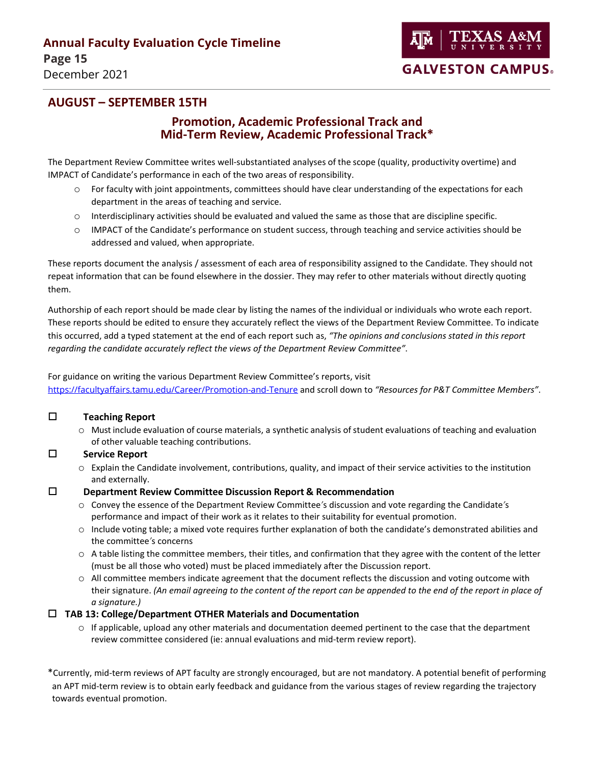## AUGUST – SEPTEMBER 15TH

### Promotion, Academic Professional Track and Mid-Term Review, Academic Professional Track*

The Department Review Committee writes well-substantiated analyses of the scope (quality, productivity overtime) and IMPACT of Candidate's performance in each of the two areas of responsibility.

- For faculty with joint appointments, committees should have clear understanding of the expectations for each department in the areas of teaching and service.
- Interdisciplinary activities should be evaluated and valued the same as those that are discipline specific.
- IMPACT of the Candidate's performance on student success, through teaching and service activities should be addressed and valued, when appropriate.

These reports document the analysis / assessment of each area of responsibility assigned to the Candidate. They should not repeat information that can be found elsewhere in the dossier. They may refer to other materials without directly quoting them.

Authorship of each report should be made clear by listing the names of the individual or individuals who wrote each report. These reports should be edited to ensure they accurately reflect the views of the Department Review Committee. To indicate this occurred, add a typed statement at the end of each report such as, *"The opinions and conclusions stated in this report regarding the candidate accurately reflect the views of the Department Review Committee"*.

For guidance on writing the various Department Review Committee's reports, visit https://facultyaffairs.tamu.edu/Career/Promotion-and-Tenure and scroll down to *"Resources for P&T Committee Members"*.

- ☐ **Teaching Report**
  - Must include evaluation of course materials, a synthetic analysis of student evaluations of teaching and evaluation of other valuable teaching contributions.
- ☐ **Service Report**
  - Explain the Candidate involvement, contributions, quality, and impact of their service activities to the institution and externally.
- ☐ **Department Review Committee Discussion Report & Recommendation**
  - Convey the essence of the Department Review Committee′s discussion and vote regarding the Candidate′s performance and impact of their work as it relates to their suitability for eventual promotion.
  - Include voting table; a mixed vote requires further explanation of both the candidate's demonstrated abilities and the committee′s concerns
  - A table listing the committee members, their titles, and confirmation that they agree with the content of the letter (must be all those who voted) must be placed immediately after the Discussion report.
  - All committee members indicate agreement that the document reflects the discussion and voting outcome with their signature. *(An email agreeing to the content of the report can be appended to the end of the report in place of a signature.)*
- ☐ **TAB 13: College/Department OTHER Materials and Documentation**
  - If applicable, upload any other materials and documentation deemed pertinent to the case that the department review committee considered (ie: annual evaluations and mid-term review report).

*Currently, mid-term reviews of APT faculty are strongly encouraged, but are not mandatory. A potential benefit of performing an APT mid-term review is to obtain early feedback and guidance from the various stages of review regarding the trajectory towards eventual promotion.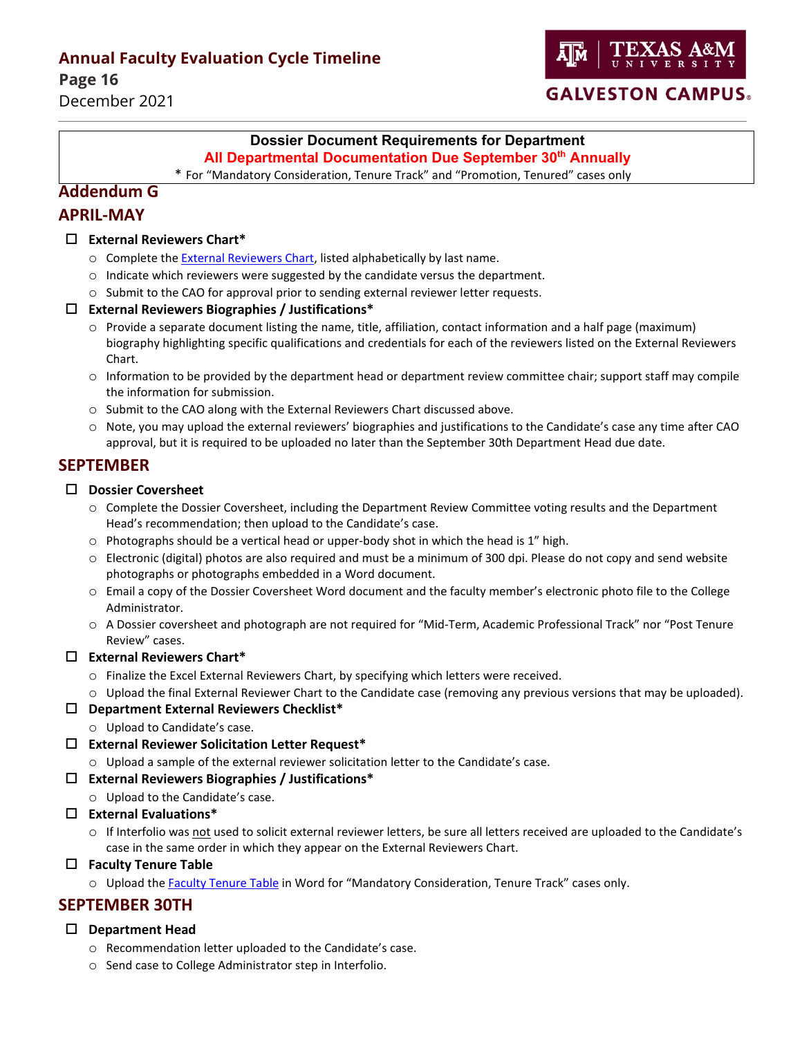**Dossier Document Requirements for Department**

**All Departmental Documentation Due September 30th Annually**

\* For "Mandatory Consideration, Tenure Track" and "Promotion, Tenured" cases only

## Addendum G

## APRIL-MAY

- ☐ **External Reviewers Chart***
  - Complete the External Reviewers Chart, listed alphabetically by last name.
  - Indicate which reviewers were suggested by the candidate versus the department.
  - Submit to the CAO for approval prior to sending external reviewer letter requests.
- ☐ **External Reviewers Biographies / Justifications***
  - Provide a separate document listing the name, title, affiliation, contact information and a half page (maximum) biography highlighting specific qualifications and credentials for each of the reviewers listed on the External Reviewers Chart.
  - Information to be provided by the department head or department review committee chair; support staff may compile the information for submission.
  - Submit to the CAO along with the External Reviewers Chart discussed above.
  - Note, you may upload the external reviewers' biographies and justifications to the Candidate's case any time after CAO approval, but it is required to be uploaded no later than the September 30th Department Head due date.

## SEPTEMBER

- ☐ **Dossier Coversheet**
  - Complete the Dossier Coversheet, including the Department Review Committee voting results and the Department Head's recommendation; then upload to the Candidate's case.
  - Photographs should be a vertical head or upper-body shot in which the head is 1" high.
  - Electronic (digital) photos are also required and must be a minimum of 300 dpi. Please do not copy and send website photographs or photographs embedded in a Word document.
  - Email a copy of the Dossier Coversheet Word document and the faculty member's electronic photo file to the College Administrator.
  - A Dossier coversheet and photograph are not required for "Mid-Term, Academic Professional Track" nor "Post Tenure Review" cases.
- ☐ **External Reviewers Chart***
  - Finalize the Excel External Reviewers Chart, by specifying which letters were received.
  - Upload the final External Reviewer Chart to the Candidate case (removing any previous versions that may be uploaded).
- ☐ **Department External Reviewers Checklist***
  - Upload to Candidate's case.
- ☐ **External Reviewer Solicitation Letter Request***
  - Upload a sample of the external reviewer solicitation letter to the Candidate's case.
- ☐ **External Reviewers Biographies / Justifications***
  - Upload to the Candidate's case.
- ☐ **External Evaluations***
  - If Interfolio was not used to solicit external reviewer letters, be sure all letters received are uploaded to the Candidate's case in the same order in which they appear on the External Reviewers Chart.
- ☐ **Faculty Tenure Table**
  - Upload the Faculty Tenure Table in Word for "Mandatory Consideration, Tenure Track" cases only.

## SEPTEMBER 30TH

- ☐ **Department Head**
  - Recommendation letter uploaded to the Candidate's case.
  - Send case to College Administrator step in Interfolio.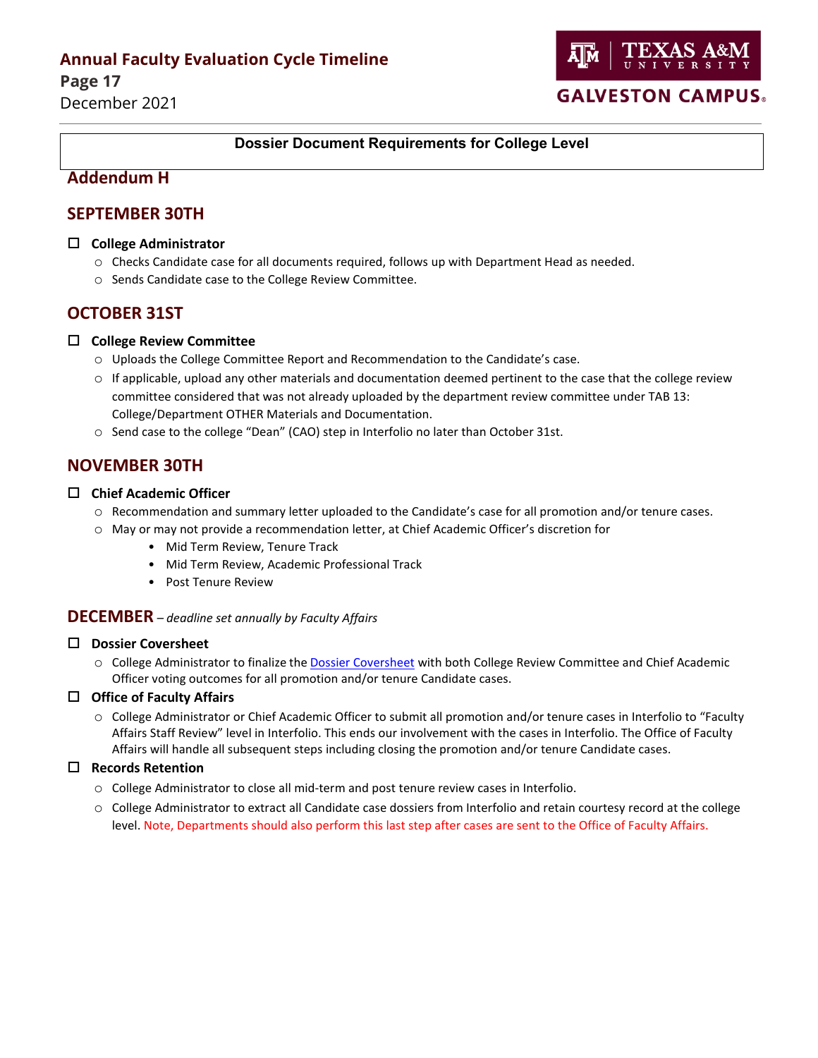**Dossier Document Requirements for College Level**

## Addendum H

## SEPTEMBER 30TH

- ☐ **College Administrator**
  - Checks Candidate case for all documents required, follows up with Department Head as needed.
  - Sends Candidate case to the College Review Committee.

## OCTOBER 31ST

- ☐ **College Review Committee**
  - Uploads the College Committee Report and Recommendation to the Candidate's case.
  - If applicable, upload any other materials and documentation deemed pertinent to the case that the college review committee considered that was not already uploaded by the department review committee under TAB 13: College/Department OTHER Materials and Documentation.
  - Send case to the college "Dean" (CAO) step in Interfolio no later than October 31st.

## NOVEMBER 30TH

- ☐ **Chief Academic Officer**
  - Recommendation and summary letter uploaded to the Candidate's case for all promotion and/or tenure cases.
  - May or may not provide a recommendation letter, at Chief Academic Officer's discretion for
    - Mid Term Review, Tenure Track
    - Mid Term Review, Academic Professional Track
    - Post Tenure Review

## DECEMBER – *deadline set annually by Faculty Affairs*

- ☐ **Dossier Coversheet**
  - College Administrator to finalize the [Dossier Coversheet] with both College Review Committee and Chief Academic Officer voting outcomes for all promotion and/or tenure Candidate cases.
- ☐ **Office of Faculty Affairs**
  - College Administrator or Chief Academic Officer to submit all promotion and/or tenure cases in Interfolio to "Faculty Affairs Staff Review" level in Interfolio. This ends our involvement with the cases in Interfolio. The Office of Faculty Affairs will handle all subsequent steps including closing the promotion and/or tenure Candidate cases.
- ☐ **Records Retention**
  - College Administrator to close all mid-term and post tenure review cases in Interfolio.
  - College Administrator to extract all Candidate case dossiers from Interfolio and retain courtesy record at the college level. Note, Departments should also perform this last step after cases are sent to the Office of Faculty Affairs.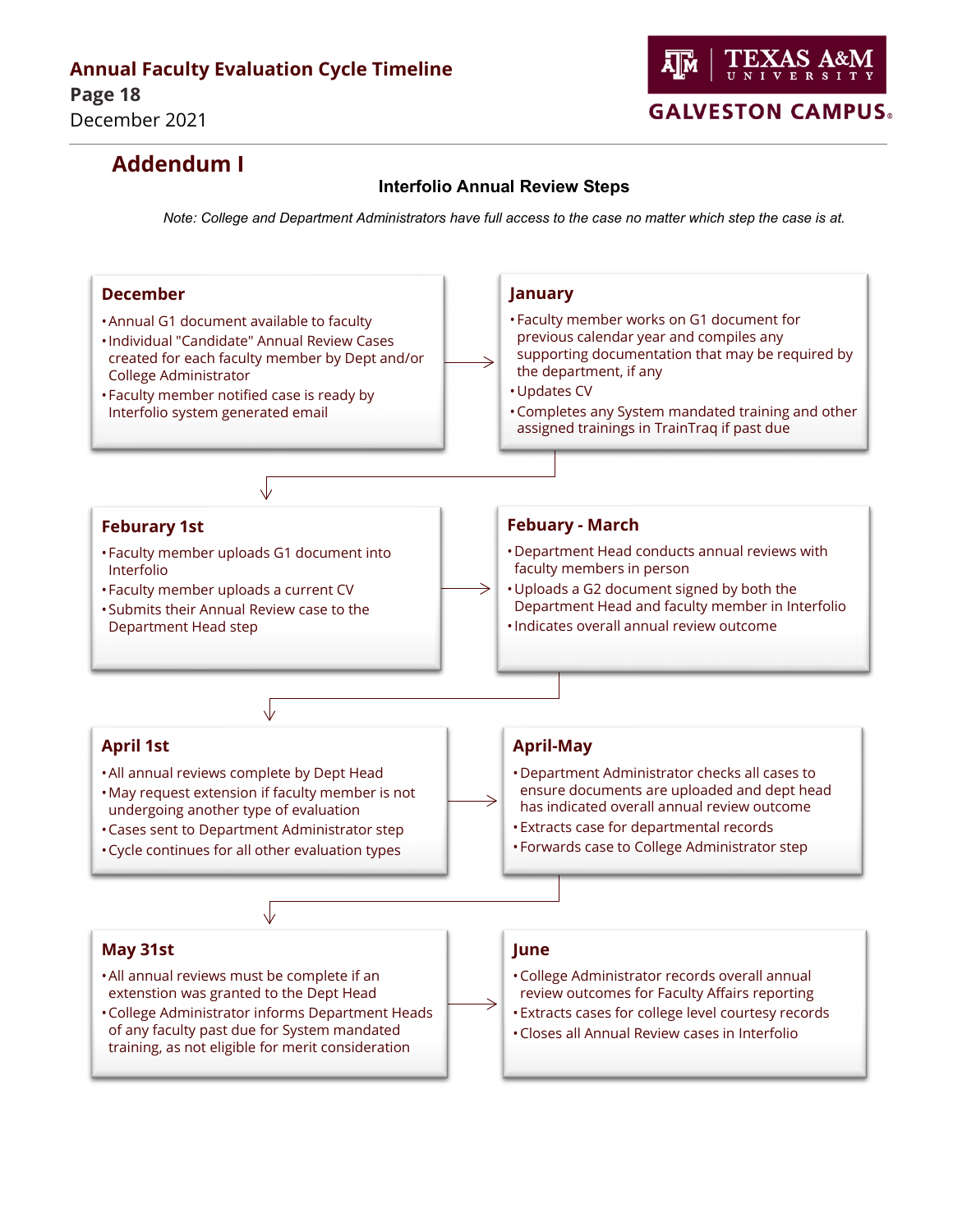## Addendum I

### Interfolio Annual Review Steps

*Note: College and Department Administrators have full access to the case no matter which step the case is at.*

#### December

- Annual G1 document available to faculty
- Individual "Candidate" Annual Review Cases created for each faculty member by Dept and/or College Administrator
- Faculty member notified case is ready by Interfolio system generated email

#### January

- Faculty member works on G1 document for previous calendar year and compiles any supporting documentation that may be required by the department, if any
- Updates CV
- Completes any System mandated training and other assigned trainings in TrainTraq if past due

#### Feburary 1st

- Faculty member uploads G1 document into Interfolio
- Faculty member uploads a current CV
- Submits their Annual Review case to the Department Head step

#### Febuary - March

- Department Head conducts annual reviews with faculty members in person
- Uploads a G2 document signed by both the Department Head and faculty member in Interfolio
- Indicates overall annual review outcome

#### April 1st

- All annual reviews complete by Dept Head
- May request extension if faculty member is not undergoing another type of evaluation
- Cases sent to Department Administrator step
- Cycle continues for all other evaluation types

#### April-May

- Department Administrator checks all cases to ensure documents are uploaded and dept head has indicated overall annual review outcome
- Extracts case for departmental records
- Forwards case to College Administrator step

#### May 31st

- All annual reviews must be complete if an extension was granted to the Dept Head
- College Administrator informs Department Heads of any faculty past due for System mandated training, as not eligible for merit consideration

#### June

- College Administrator records overall annual review outcomes for Faculty Affairs reporting
- Extracts cases for college level courtesy records
- Closes all Annual Review cases in Interfolio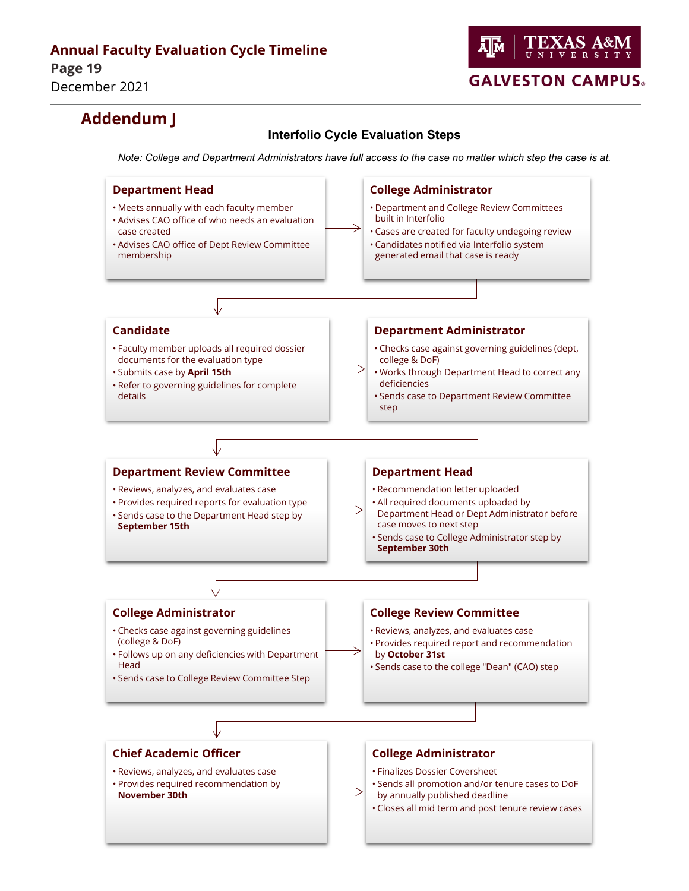# Addendum J

## Interfolio Cycle Evaluation Steps

*Note: College and Department Administrators have full access to the case no matter which step the case is at.*

### Department Head

- Meets annually with each faculty member
- Advises CAO office of who needs an evaluation case created
- Advises CAO office of Dept Review Committee membership

### College Administrator

- Department and College Review Committees built in Interfolio
- Cases are created for faculty undegoing review
- Candidates notified via Interfolio system generated email that case is ready

### Candidate

- Faculty member uploads all required dossier documents for the evaluation type
- Submits case by **April 15th**
- Refer to governing guidelines for complete details

### Department Administrator

- Checks case against governing guidelines (dept, college & DoF)
- Works through Department Head to correct any deficiencies
- Sends case to Department Review Committee step

### Department Review Committee

- Reviews, analyzes, and evaluates case
- Provides required reports for evaluation type
- Sends case to the Department Head step by **September 15th**

### Department Head

- Recommendation letter uploaded
- All required documents uploaded by Department Head or Dept Administrator before case moves to next step
- Sends case to College Administrator step by **September 30th**

### College Administrator

- Checks case against governing guidelines (college & DoF)
- Follows up on any deficiencies with Department Head
- Sends case to College Review Committee Step

### College Review Committee

- Reviews, analyzes, and evaluates case
- Provides required report and recommendation by **October 31st**
- Sends case to the college "Dean" (CAO) step

### Chief Academic Officer

- Reviews, analyzes, and evaluates case
- Provides required recommendation by **November 30th**

### College Administrator

- Finalizes Dossier Coversheet
- Sends all promotion and/or tenure cases to DoF by annually published deadline
- Closes all mid term and post tenure review cases